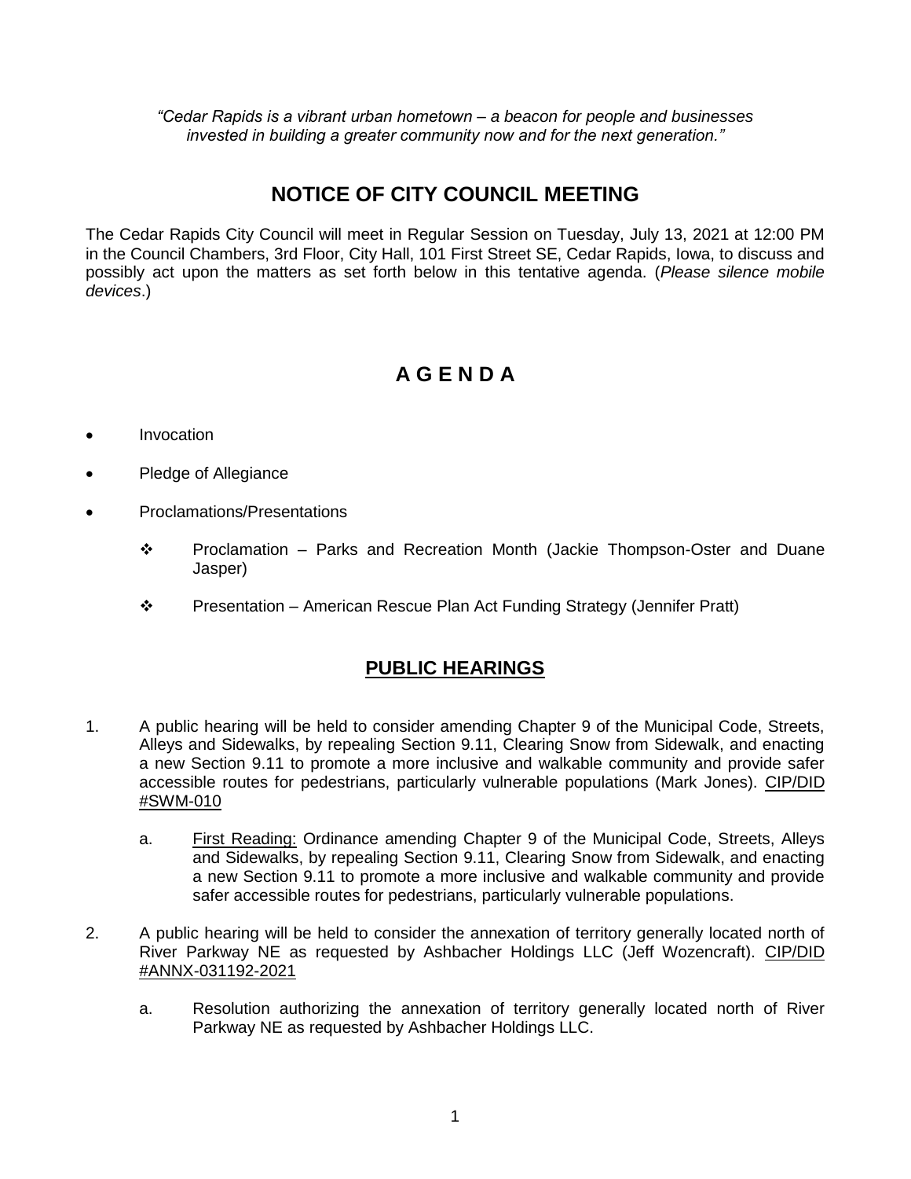*"Cedar Rapids is a vibrant urban hometown – a beacon for people and businesses invested in building a greater community now and for the next generation."*

# NOTICE OF CITY COUNCIL MEETING

The Cedar Rapids City Council will meet in Regular Session on Tuesday, July 13, 2021 at 12:00 PM in the Council Chambers, 3rd Floor, City Hall, 101 First Street SE, Cedar Rapids, Iowa, to discuss and possibly act upon the matters as set forth below in this tentative agenda. (*Please silence mobile devices*.)

# A G E N D A

- Invocation
- Pledge of Allegiance
- Proclamations/Presentations
  - ❖ Proclamation – Parks and Recreation Month (Jackie Thompson-Oster and Duane Jasper)
  - ❖ Presentation – American Rescue Plan Act Funding Strategy (Jennifer Pratt)

## PUBLIC HEARINGS

1. A public hearing will be held to consider amending Chapter 9 of the Municipal Code, Streets, Alleys and Sidewalks, by repealing Section 9.11, Clearing Snow from Sidewalk, and enacting a new Section 9.11 to promote a more inclusive and walkable community and provide safer accessible routes for pedestrians, particularly vulnerable populations (Mark Jones). CIP/DID #SWM-010

   a. First Reading: Ordinance amending Chapter 9 of the Municipal Code, Streets, Alleys and Sidewalks, by repealing Section 9.11, Clearing Snow from Sidewalk, and enacting a new Section 9.11 to promote a more inclusive and walkable community and provide safer accessible routes for pedestrians, particularly vulnerable populations.

2. A public hearing will be held to consider the annexation of territory generally located north of River Parkway NE as requested by Ashbacher Holdings LLC (Jeff Wozencraft). CIP/DID #ANNX-031192-2021

   a. Resolution authorizing the annexation of territory generally located north of River Parkway NE as requested by Ashbacher Holdings LLC.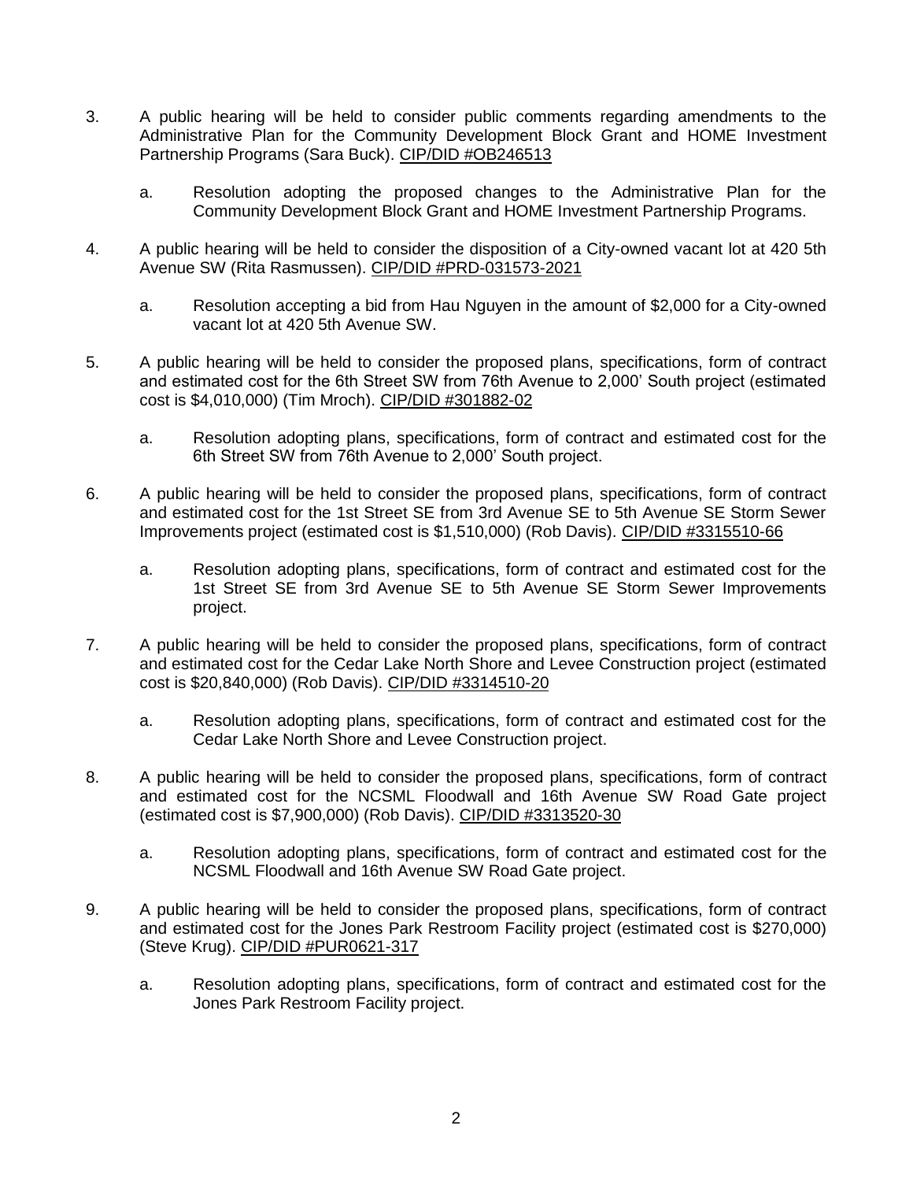3. A public hearing will be held to consider public comments regarding amendments to the Administrative Plan for the Community Development Block Grant and HOME Investment Partnership Programs (Sara Buck). CIP/DID #OB246513

   a. Resolution adopting the proposed changes to the Administrative Plan for the Community Development Block Grant and HOME Investment Partnership Programs.

4. A public hearing will be held to consider the disposition of a City-owned vacant lot at 420 5th Avenue SW (Rita Rasmussen). CIP/DID #PRD-031573-2021

   a. Resolution accepting a bid from Hau Nguyen in the amount of $2,000 for a City-owned vacant lot at 420 5th Avenue SW.

5. A public hearing will be held to consider the proposed plans, specifications, form of contract and estimated cost for the 6th Street SW from 76th Avenue to 2,000' South project (estimated cost is $4,010,000) (Tim Mroch). CIP/DID #301882-02

   a. Resolution adopting plans, specifications, form of contract and estimated cost for the 6th Street SW from 76th Avenue to 2,000' South project.

6. A public hearing will be held to consider the proposed plans, specifications, form of contract and estimated cost for the 1st Street SE from 3rd Avenue SE to 5th Avenue SE Storm Sewer Improvements project (estimated cost is $1,510,000) (Rob Davis). CIP/DID #3315510-66

   a. Resolution adopting plans, specifications, form of contract and estimated cost for the 1st Street SE from 3rd Avenue SE to 5th Avenue SE Storm Sewer Improvements project.

7. A public hearing will be held to consider the proposed plans, specifications, form of contract and estimated cost for the Cedar Lake North Shore and Levee Construction project (estimated cost is $20,840,000) (Rob Davis). CIP/DID #3314510-20

   a. Resolution adopting plans, specifications, form of contract and estimated cost for the Cedar Lake North Shore and Levee Construction project.

8. A public hearing will be held to consider the proposed plans, specifications, form of contract and estimated cost for the NCSML Floodwall and 16th Avenue SW Road Gate project (estimated cost is $7,900,000) (Rob Davis). CIP/DID #3313520-30

   a. Resolution adopting plans, specifications, form of contract and estimated cost for the NCSML Floodwall and 16th Avenue SW Road Gate project.

9. A public hearing will be held to consider the proposed plans, specifications, form of contract and estimated cost for the Jones Park Restroom Facility project (estimated cost is $270,000) (Steve Krug). CIP/DID #PUR0621-317

   a. Resolution adopting plans, specifications, form of contract and estimated cost for the Jones Park Restroom Facility project.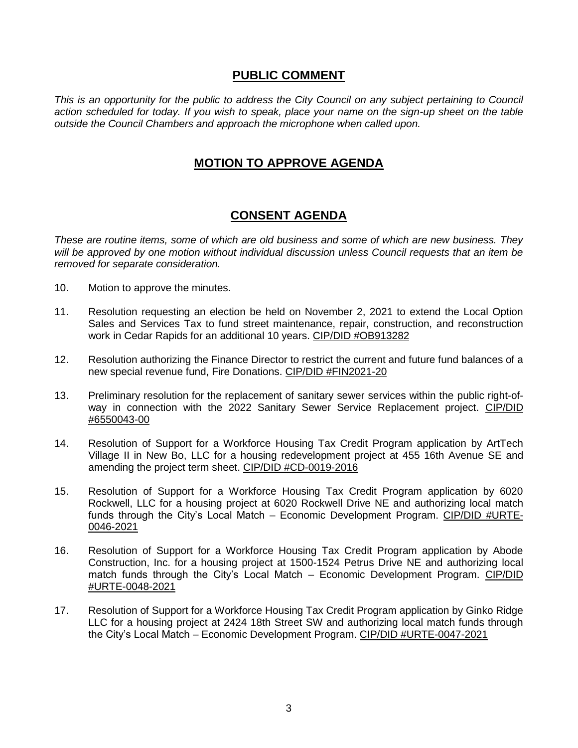## PUBLIC COMMENT

*This is an opportunity for the public to address the City Council on any subject pertaining to Council action scheduled for today. If you wish to speak, place your name on the sign-up sheet on the table outside the Council Chambers and approach the microphone when called upon.*

## MOTION TO APPROVE AGENDA

## CONSENT AGENDA

*These are routine items, some of which are old business and some of which are new business. They will be approved by one motion without individual discussion unless Council requests that an item be removed for separate consideration.*

10. Motion to approve the minutes.

11. Resolution requesting an election be held on November 2, 2021 to extend the Local Option Sales and Services Tax to fund street maintenance, repair, construction, and reconstruction work in Cedar Rapids for an additional 10 years. CIP/DID #OB913282

12. Resolution authorizing the Finance Director to restrict the current and future fund balances of a new special revenue fund, Fire Donations. CIP/DID #FIN2021-20

13. Preliminary resolution for the replacement of sanitary sewer services within the public right-of-way in connection with the 2022 Sanitary Sewer Service Replacement project. CIP/DID #6550043-00

14. Resolution of Support for a Workforce Housing Tax Credit Program application by ArtTech Village II in New Bo, LLC for a housing redevelopment project at 455 16th Avenue SE and amending the project term sheet. CIP/DID #CD-0019-2016

15. Resolution of Support for a Workforce Housing Tax Credit Program application by 6020 Rockwell, LLC for a housing project at 6020 Rockwell Drive NE and authorizing local match funds through the City's Local Match – Economic Development Program. CIP/DID #URTE-0046-2021

16. Resolution of Support for a Workforce Housing Tax Credit Program application by Abode Construction, Inc. for a housing project at 1500-1524 Petrus Drive NE and authorizing local match funds through the City's Local Match – Economic Development Program. CIP/DID #URTE-0048-2021

17. Resolution of Support for a Workforce Housing Tax Credit Program application by Ginko Ridge LLC for a housing project at 2424 18th Street SW and authorizing local match funds through the City's Local Match – Economic Development Program. CIP/DID #URTE-0047-2021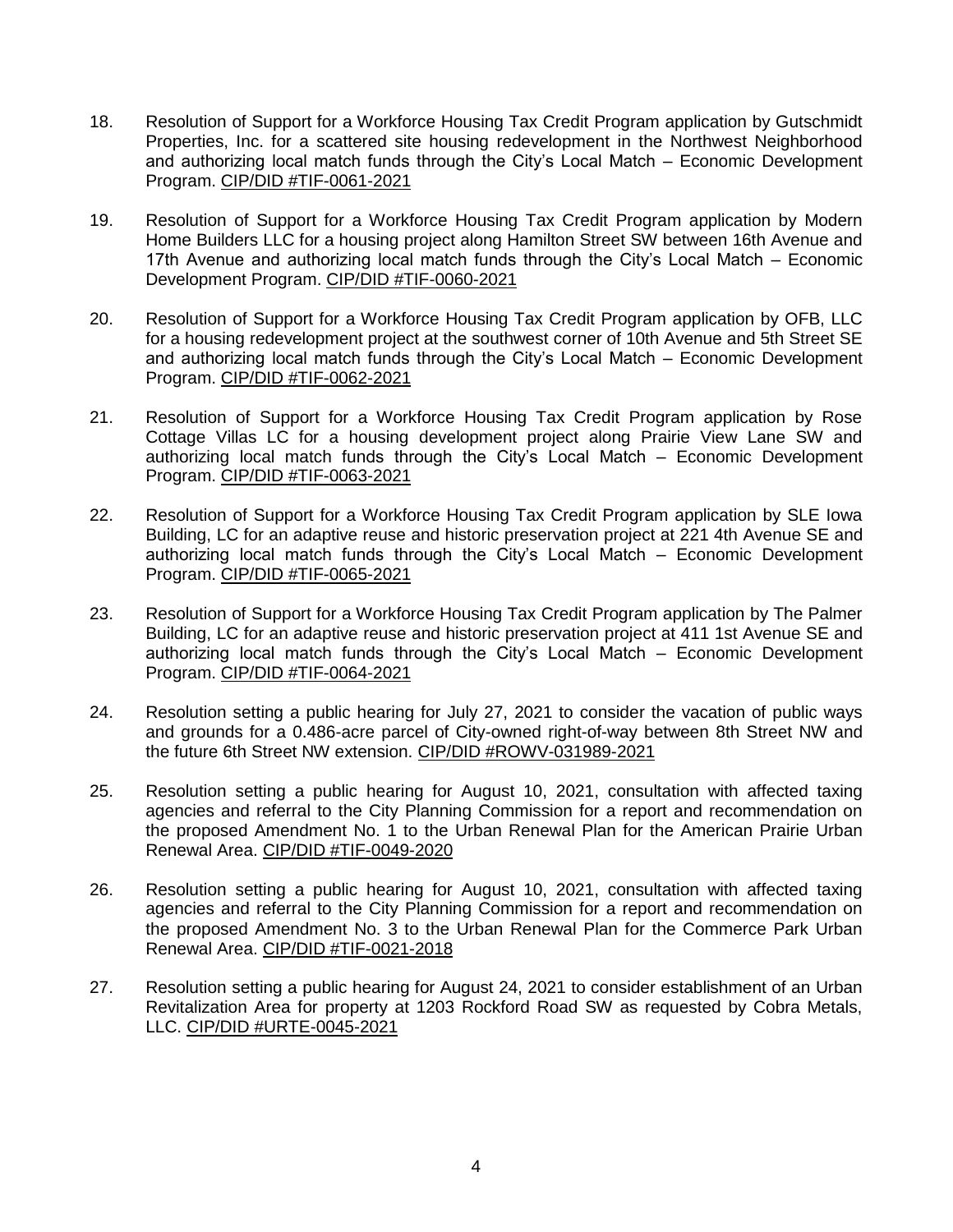18. Resolution of Support for a Workforce Housing Tax Credit Program application by Gutschmidt Properties, Inc. for a scattered site housing redevelopment in the Northwest Neighborhood and authorizing local match funds through the City's Local Match – Economic Development Program. CIP/DID #TIF-0061-2021

19. Resolution of Support for a Workforce Housing Tax Credit Program application by Modern Home Builders LLC for a housing project along Hamilton Street SW between 16th Avenue and 17th Avenue and authorizing local match funds through the City's Local Match – Economic Development Program. CIP/DID #TIF-0060-2021

20. Resolution of Support for a Workforce Housing Tax Credit Program application by OFB, LLC for a housing redevelopment project at the southwest corner of 10th Avenue and 5th Street SE and authorizing local match funds through the City's Local Match – Economic Development Program. CIP/DID #TIF-0062-2021

21. Resolution of Support for a Workforce Housing Tax Credit Program application by Rose Cottage Villas LC for a housing development project along Prairie View Lane SW and authorizing local match funds through the City's Local Match – Economic Development Program. CIP/DID #TIF-0063-2021

22. Resolution of Support for a Workforce Housing Tax Credit Program application by SLE Iowa Building, LC for an adaptive reuse and historic preservation project at 221 4th Avenue SE and authorizing local match funds through the City's Local Match – Economic Development Program. CIP/DID #TIF-0065-2021

23. Resolution of Support for a Workforce Housing Tax Credit Program application by The Palmer Building, LC for an adaptive reuse and historic preservation project at 411 1st Avenue SE and authorizing local match funds through the City's Local Match – Economic Development Program. CIP/DID #TIF-0064-2021

24. Resolution setting a public hearing for July 27, 2021 to consider the vacation of public ways and grounds for a 0.486-acre parcel of City-owned right-of-way between 8th Street NW and the future 6th Street NW extension. CIP/DID #ROWV-031989-2021

25. Resolution setting a public hearing for August 10, 2021, consultation with affected taxing agencies and referral to the City Planning Commission for a report and recommendation on the proposed Amendment No. 1 to the Urban Renewal Plan for the American Prairie Urban Renewal Area. CIP/DID #TIF-0049-2020

26. Resolution setting a public hearing for August 10, 2021, consultation with affected taxing agencies and referral to the City Planning Commission for a report and recommendation on the proposed Amendment No. 3 to the Urban Renewal Plan for the Commerce Park Urban Renewal Area. CIP/DID #TIF-0021-2018

27. Resolution setting a public hearing for August 24, 2021 to consider establishment of an Urban Revitalization Area for property at 1203 Rockford Road SW as requested by Cobra Metals, LLC. CIP/DID #URTE-0045-2021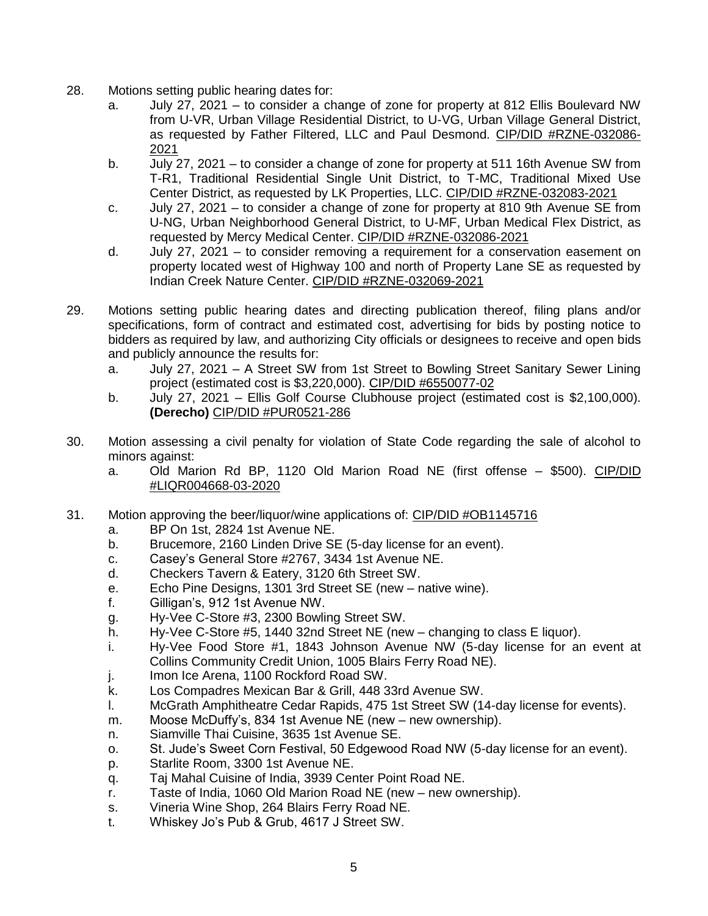28. Motions setting public hearing dates for:
    a. July 27, 2021 – to consider a change of zone for property at 812 Ellis Boulevard NW from U-VR, Urban Village Residential District, to U-VG, Urban Village General District, as requested by Father Filtered, LLC and Paul Desmond. CIP/DID #RZNE-032086-2021
    b. July 27, 2021 – to consider a change of zone for property at 511 16th Avenue SW from T-R1, Traditional Residential Single Unit District, to T-MC, Traditional Mixed Use Center District, as requested by LK Properties, LLC. CIP/DID #RZNE-032083-2021
    c. July 27, 2021 – to consider a change of zone for property at 810 9th Avenue SE from U-NG, Urban Neighborhood General District, to U-MF, Urban Medical Flex District, as requested by Mercy Medical Center. CIP/DID #RZNE-032086-2021
    d. July 27, 2021 – to consider removing a requirement for a conservation easement on property located west of Highway 100 and north of Property Lane SE as requested by Indian Creek Nature Center. CIP/DID #RZNE-032069-2021

29. Motions setting public hearing dates and directing publication thereof, filing plans and/or specifications, form of contract and estimated cost, advertising for bids by posting notice to bidders as required by law, and authorizing City officials or designees to receive and open bids and publicly announce the results for:
    a. July 27, 2021 – A Street SW from 1st Street to Bowling Street Sanitary Sewer Lining project (estimated cost is $3,220,000). CIP/DID #6550077-02
    b. July 27, 2021 – Ellis Golf Course Clubhouse project (estimated cost is $2,100,000). **(Derecho)** CIP/DID #PUR0521-286

30. Motion assessing a civil penalty for violation of State Code regarding the sale of alcohol to minors against:
    a. Old Marion Rd BP, 1120 Old Marion Road NE (first offense – $500). CIP/DID #LIQR004668-03-2020

31. Motion approving the beer/liquor/wine applications of: CIP/DID #OB1145716
    a. BP On 1st, 2824 1st Avenue NE.
    b. Brucemore, 2160 Linden Drive SE (5-day license for an event).
    c. Casey's General Store #2767, 3434 1st Avenue NE.
    d. Checkers Tavern & Eatery, 3120 6th Street SW.
    e. Echo Pine Designs, 1301 3rd Street SE (new – native wine).
    f. Gilligan's, 912 1st Avenue NW.
    g. Hy-Vee C-Store #3, 2300 Bowling Street SW.
    h. Hy-Vee C-Store #5, 1440 32nd Street NE (new – changing to class E liquor).
    i. Hy-Vee Food Store #1, 1843 Johnson Avenue NW (5-day license for an event at Collins Community Credit Union, 1005 Blairs Ferry Road NE).
    j. Imon Ice Arena, 1100 Rockford Road SW.
    k. Los Compadres Mexican Bar & Grill, 448 33rd Avenue SW.
    l. McGrath Amphitheatre Cedar Rapids, 475 1st Street SW (14-day license for events).
    m. Moose McDuffy's, 834 1st Avenue NE (new – new ownership).
    n. Siamville Thai Cuisine, 3635 1st Avenue SE.
    o. St. Jude's Sweet Corn Festival, 50 Edgewood Road NW (5-day license for an event).
    p. Starlite Room, 3300 1st Avenue NE.
    q. Taj Mahal Cuisine of India, 3939 Center Point Road NE.
    r. Taste of India, 1060 Old Marion Road NE (new – new ownership).
    s. Vineria Wine Shop, 264 Blairs Ferry Road NE.
    t. Whiskey Jo's Pub & Grub, 4617 J Street SW.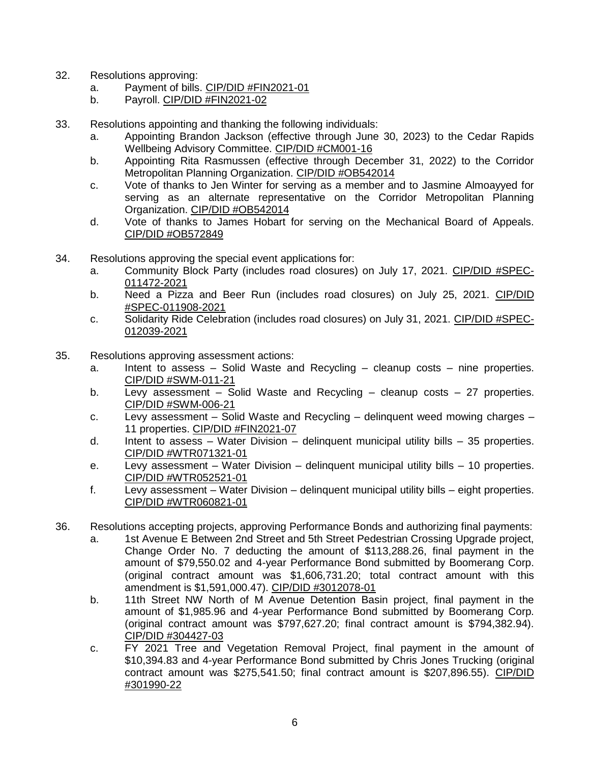32. Resolutions approving:
    a. Payment of bills. CIP/DID #FIN2021-01
    b. Payroll. CIP/DID #FIN2021-02

33. Resolutions appointing and thanking the following individuals:
    a. Appointing Brandon Jackson (effective through June 30, 2023) to the Cedar Rapids Wellbeing Advisory Committee. CIP/DID #CM001-16
    b. Appointing Rita Rasmussen (effective through December 31, 2022) to the Corridor Metropolitan Planning Organization. CIP/DID #OB542014
    c. Vote of thanks to Jen Winter for serving as a member and to Jasmine Almoayyed for serving as an alternate representative on the Corridor Metropolitan Planning Organization. CIP/DID #OB542014
    d. Vote of thanks to James Hobart for serving on the Mechanical Board of Appeals. CIP/DID #OB572849

34. Resolutions approving the special event applications for:
    a. Community Block Party (includes road closures) on July 17, 2021. CIP/DID #SPEC-011472-2021
    b. Need a Pizza and Beer Run (includes road closures) on July 25, 2021. CIP/DID #SPEC-011908-2021
    c. Solidarity Ride Celebration (includes road closures) on July 31, 2021. CIP/DID #SPEC-012039-2021

35. Resolutions approving assessment actions:
    a. Intent to assess – Solid Waste and Recycling – cleanup costs – nine properties. CIP/DID #SWM-011-21
    b. Levy assessment – Solid Waste and Recycling – cleanup costs – 27 properties. CIP/DID #SWM-006-21
    c. Levy assessment – Solid Waste and Recycling – delinquent weed mowing charges – 11 properties. CIP/DID #FIN2021-07
    d. Intent to assess – Water Division – delinquent municipal utility bills – 35 properties. CIP/DID #WTR071321-01
    e. Levy assessment – Water Division – delinquent municipal utility bills – 10 properties. CIP/DID #WTR052521-01
    f. Levy assessment – Water Division – delinquent municipal utility bills – eight properties. CIP/DID #WTR060821-01

36. Resolutions accepting projects, approving Performance Bonds and authorizing final payments:
    a. 1st Avenue E Between 2nd Street and 5th Street Pedestrian Crossing Upgrade project, Change Order No. 7 deducting the amount of $113,288.26, final payment in the amount of $79,550.02 and 4-year Performance Bond submitted by Boomerang Corp. (original contract amount was $1,606,731.20; total contract amount with this amendment is $1,591,000.47). CIP/DID #3012078-01
    b. 11th Street NW North of M Avenue Detention Basin project, final payment in the amount of $1,985.96 and 4-year Performance Bond submitted by Boomerang Corp. (original contract amount was $797,627.20; final contract amount is $794,382.94). CIP/DID #304427-03
    c. FY 2021 Tree and Vegetation Removal Project, final payment in the amount of $10,394.83 and 4-year Performance Bond submitted by Chris Jones Trucking (original contract amount was $275,541.50; final contract amount is $207,896.55). CIP/DID #301990-22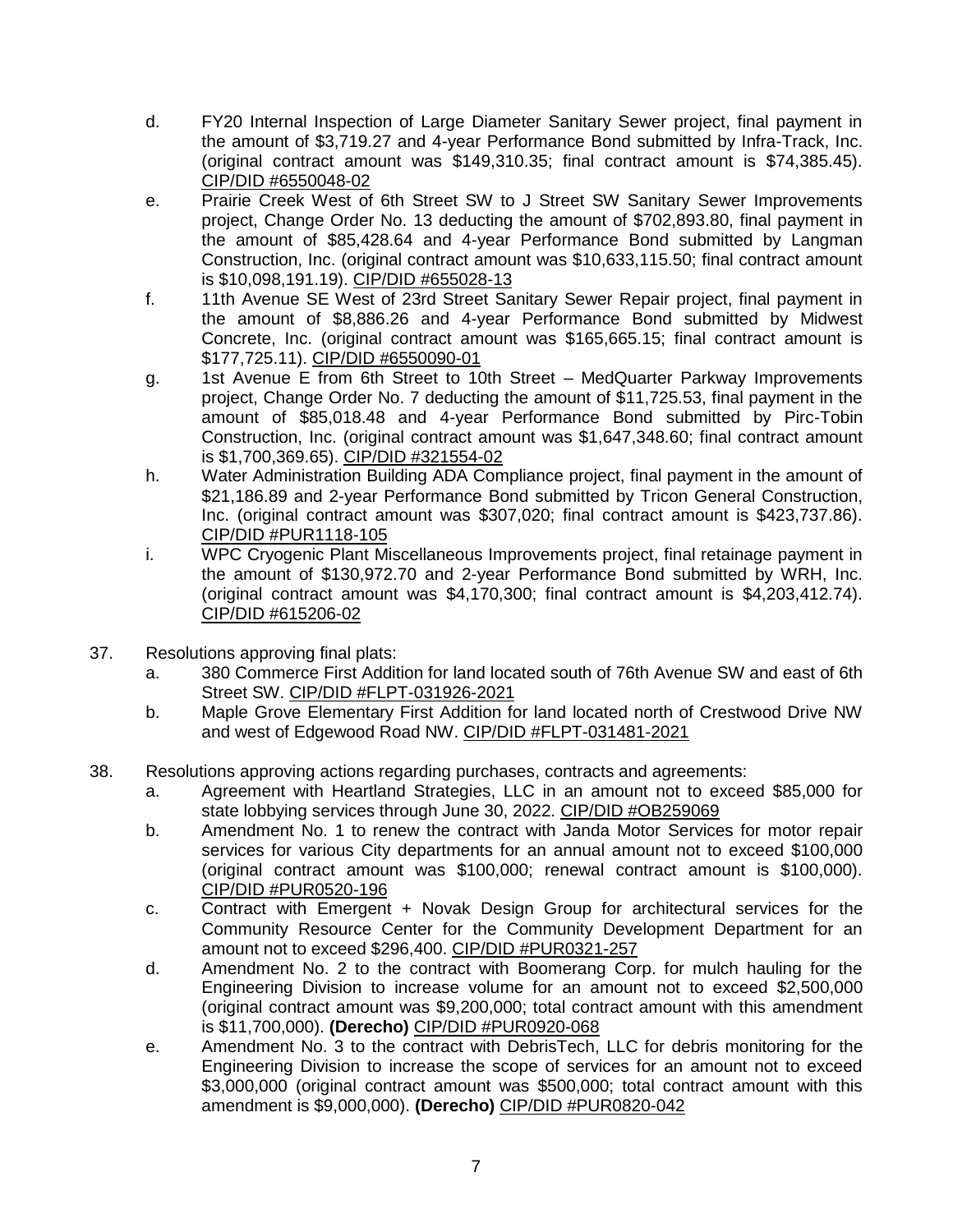d. FY20 Internal Inspection of Large Diameter Sanitary Sewer project, final payment in the amount of $3,719.27 and 4-year Performance Bond submitted by Infra-Track, Inc. (original contract amount was $149,310.35; final contract amount is $74,385.45). CIP/DID #6550048-02

e. Prairie Creek West of 6th Street SW to J Street SW Sanitary Sewer Improvements project, Change Order No. 13 deducting the amount of $702,893.80, final payment in the amount of $85,428.64 and 4-year Performance Bond submitted by Langman Construction, Inc. (original contract amount was $10,633,115.50; final contract amount is $10,098,191.19). CIP/DID #655028-13

f. 11th Avenue SE West of 23rd Street Sanitary Sewer Repair project, final payment in the amount of $8,886.26 and 4-year Performance Bond submitted by Midwest Concrete, Inc. (original contract amount was $165,665.15; final contract amount is $177,725.11). CIP/DID #6550090-01

g. 1st Avenue E from 6th Street to 10th Street – MedQuarter Parkway Improvements project, Change Order No. 7 deducting the amount of $11,725.53, final payment in the amount of $85,018.48 and 4-year Performance Bond submitted by Pirc-Tobin Construction, Inc. (original contract amount was $1,647,348.60; final contract amount is $1,700,369.65). CIP/DID #321554-02

h. Water Administration Building ADA Compliance project, final payment in the amount of $21,186.89 and 2-year Performance Bond submitted by Tricon General Construction, Inc. (original contract amount was $307,020; final contract amount is $423,737.86). CIP/DID #PUR1118-105

i. WPC Cryogenic Plant Miscellaneous Improvements project, final retainage payment in the amount of $130,972.70 and 2-year Performance Bond submitted by WRH, Inc. (original contract amount was $4,170,300; final contract amount is $4,203,412.74). CIP/DID #615206-02

37. Resolutions approving final plats:

    a. 380 Commerce First Addition for land located south of 76th Avenue SW and east of 6th Street SW. CIP/DID #FLPT-031926-2021

    b. Maple Grove Elementary First Addition for land located north of Crestwood Drive NW and west of Edgewood Road NW. CIP/DID #FLPT-031481-2021

38. Resolutions approving actions regarding purchases, contracts and agreements:

    a. Agreement with Heartland Strategies, LLC in an amount not to exceed $85,000 for state lobbying services through June 30, 2022. CIP/DID #OB259069

    b. Amendment No. 1 to renew the contract with Janda Motor Services for motor repair services for various City departments for an annual amount not to exceed $100,000 (original contract amount was $100,000; renewal contract amount is $100,000). CIP/DID #PUR0520-196

    c. Contract with Emergent + Novak Design Group for architectural services for the Community Resource Center for the Community Development Department for an amount not to exceed $296,400. CIP/DID #PUR0321-257

    d. Amendment No. 2 to the contract with Boomerang Corp. for mulch hauling for the Engineering Division to increase volume for an amount not to exceed $2,500,000 (original contract amount was $9,200,000; total contract amount with this amendment is $11,700,000). **(Derecho)** CIP/DID #PUR0920-068

    e. Amendment No. 3 to the contract with DebrisTech, LLC for debris monitoring for the Engineering Division to increase the scope of services for an amount not to exceed $3,000,000 (original contract amount was $500,000; total contract amount with this amendment is $9,000,000). **(Derecho)** CIP/DID #PUR0820-042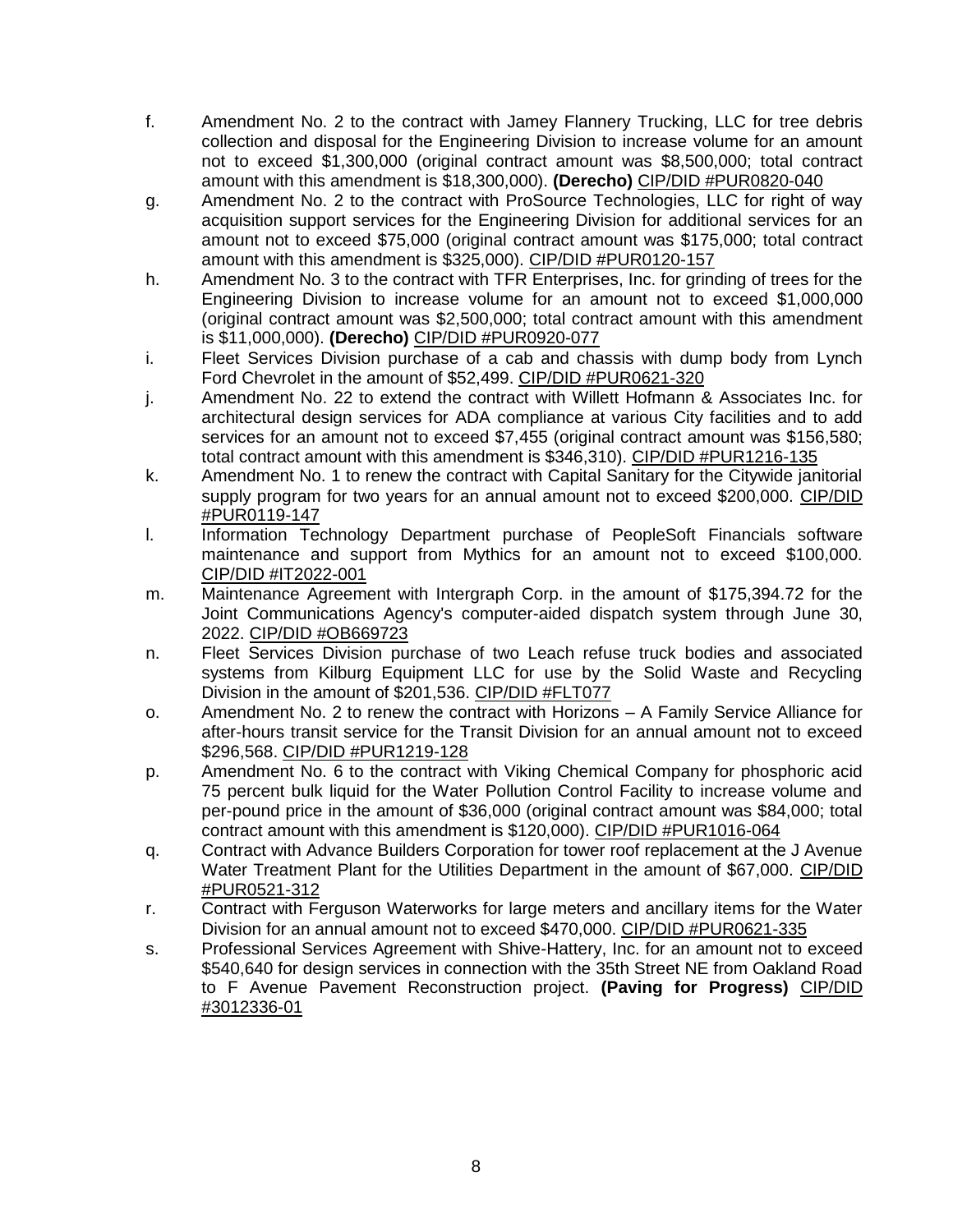f. Amendment No. 2 to the contract with Jamey Flannery Trucking, LLC for tree debris collection and disposal for the Engineering Division to increase volume for an amount not to exceed $1,300,000 (original contract amount was $8,500,000; total contract amount with this amendment is $18,300,000). **(Derecho)** CIP/DID #PUR0820-040

g. Amendment No. 2 to the contract with ProSource Technologies, LLC for right of way acquisition support services for the Engineering Division for additional services for an amount not to exceed $75,000 (original contract amount was $175,000; total contract amount with this amendment is $325,000). CIP/DID #PUR0120-157

h. Amendment No. 3 to the contract with TFR Enterprises, Inc. for grinding of trees for the Engineering Division to increase volume for an amount not to exceed $1,000,000 (original contract amount was $2,500,000; total contract amount with this amendment is $11,000,000). **(Derecho)** CIP/DID #PUR0920-077

i. Fleet Services Division purchase of a cab and chassis with dump body from Lynch Ford Chevrolet in the amount of $52,499. CIP/DID #PUR0621-320

j. Amendment No. 22 to extend the contract with Willett Hofmann & Associates Inc. for architectural design services for ADA compliance at various City facilities and to add services for an amount not to exceed $7,455 (original contract amount was $156,580; total contract amount with this amendment is $346,310). CIP/DID #PUR1216-135

k. Amendment No. 1 to renew the contract with Capital Sanitary for the Citywide janitorial supply program for two years for an annual amount not to exceed $200,000. CIP/DID #PUR0119-147

l. Information Technology Department purchase of PeopleSoft Financials software maintenance and support from Mythics for an amount not to exceed $100,000. CIP/DID #IT2022-001

m. Maintenance Agreement with Intergraph Corp. in the amount of $175,394.72 for the Joint Communications Agency's computer-aided dispatch system through June 30, 2022. CIP/DID #OB669723

n. Fleet Services Division purchase of two Leach refuse truck bodies and associated systems from Kilburg Equipment LLC for use by the Solid Waste and Recycling Division in the amount of $201,536. CIP/DID #FLT077

o. Amendment No. 2 to renew the contract with Horizons – A Family Service Alliance for after-hours transit service for the Transit Division for an annual amount not to exceed $296,568. CIP/DID #PUR1219-128

p. Amendment No. 6 to the contract with Viking Chemical Company for phosphoric acid 75 percent bulk liquid for the Water Pollution Control Facility to increase volume and per-pound price in the amount of $36,000 (original contract amount was $84,000; total contract amount with this amendment is $120,000). CIP/DID #PUR1016-064

q. Contract with Advance Builders Corporation for tower roof replacement at the J Avenue Water Treatment Plant for the Utilities Department in the amount of $67,000. CIP/DID #PUR0521-312

r. Contract with Ferguson Waterworks for large meters and ancillary items for the Water Division for an annual amount not to exceed $470,000. CIP/DID #PUR0621-335

s. Professional Services Agreement with Shive-Hattery, Inc. for an amount not to exceed $540,640 for design services in connection with the 35th Street NE from Oakland Road to F Avenue Pavement Reconstruction project. **(Paving for Progress)** CIP/DID #3012336-01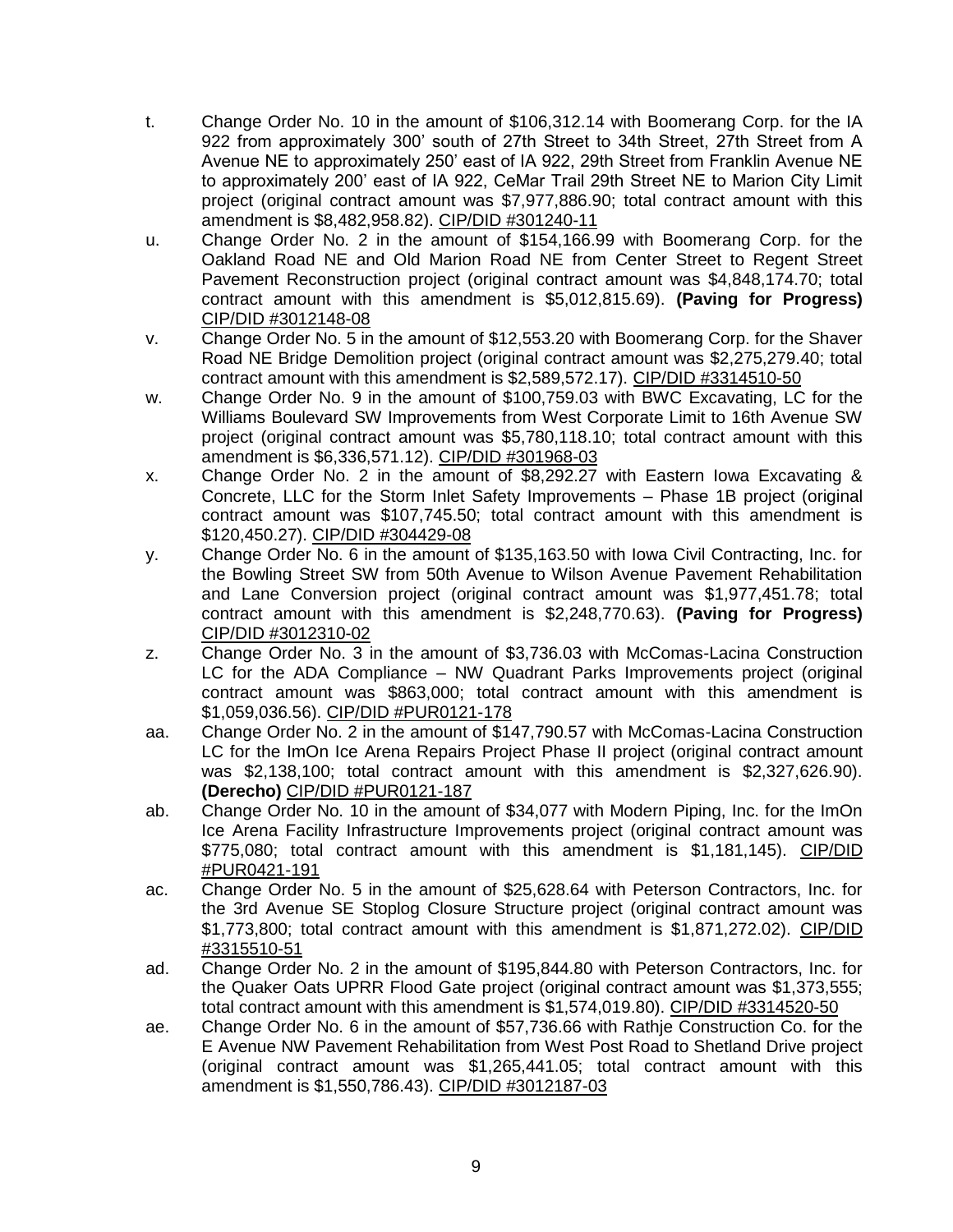t. Change Order No. 10 in the amount of $106,312.14 with Boomerang Corp. for the IA 922 from approximately 300' south of 27th Street to 34th Street, 27th Street from A Avenue NE to approximately 250' east of IA 922, 29th Street from Franklin Avenue NE to approximately 200' east of IA 922, CeMar Trail 29th Street NE to Marion City Limit project (original contract amount was $7,977,886.90; total contract amount with this amendment is $8,482,958.82). CIP/DID #301240-11

u. Change Order No. 2 in the amount of $154,166.99 with Boomerang Corp. for the Oakland Road NE and Old Marion Road NE from Center Street to Regent Street Pavement Reconstruction project (original contract amount was $4,848,174.70; total contract amount with this amendment is $5,012,815.69). **(Paving for Progress)** CIP/DID #3012148-08

v. Change Order No. 5 in the amount of $12,553.20 with Boomerang Corp. for the Shaver Road NE Bridge Demolition project (original contract amount was $2,275,279.40; total contract amount with this amendment is $2,589,572.17). CIP/DID #3314510-50

w. Change Order No. 9 in the amount of $100,759.03 with BWC Excavating, LC for the Williams Boulevard SW Improvements from West Corporate Limit to 16th Avenue SW project (original contract amount was $5,780,118.10; total contract amount with this amendment is $6,336,571.12). CIP/DID #301968-03

x. Change Order No. 2 in the amount of $8,292.27 with Eastern Iowa Excavating & Concrete, LLC for the Storm Inlet Safety Improvements – Phase 1B project (original contract amount was $107,745.50; total contract amount with this amendment is $120,450.27). CIP/DID #304429-08

y. Change Order No. 6 in the amount of $135,163.50 with Iowa Civil Contracting, Inc. for the Bowling Street SW from 50th Avenue to Wilson Avenue Pavement Rehabilitation and Lane Conversion project (original contract amount was $1,977,451.78; total contract amount with this amendment is $2,248,770.63). **(Paving for Progress)** CIP/DID #3012310-02

z. Change Order No. 3 in the amount of $3,736.03 with McComas-Lacina Construction LC for the ADA Compliance – NW Quadrant Parks Improvements project (original contract amount was $863,000; total contract amount with this amendment is $1,059,036.56). CIP/DID #PUR0121-178

aa. Change Order No. 2 in the amount of $147,790.57 with McComas-Lacina Construction LC for the ImOn Ice Arena Repairs Project Phase II project (original contract amount was $2,138,100; total contract amount with this amendment is $2,327,626.90). **(Derecho)** CIP/DID #PUR0121-187

ab. Change Order No. 10 in the amount of $34,077 with Modern Piping, Inc. for the ImOn Ice Arena Facility Infrastructure Improvements project (original contract amount was $775,080; total contract amount with this amendment is $1,181,145). CIP/DID #PUR0421-191

ac. Change Order No. 5 in the amount of $25,628.64 with Peterson Contractors, Inc. for the 3rd Avenue SE Stoplog Closure Structure project (original contract amount was $1,773,800; total contract amount with this amendment is $1,871,272.02). CIP/DID #3315510-51

ad. Change Order No. 2 in the amount of $195,844.80 with Peterson Contractors, Inc. for the Quaker Oats UPRR Flood Gate project (original contract amount was $1,373,555; total contract amount with this amendment is $1,574,019.80). CIP/DID #3314520-50

ae. Change Order No. 6 in the amount of $57,736.66 with Rathje Construction Co. for the E Avenue NW Pavement Rehabilitation from West Post Road to Shetland Drive project (original contract amount was $1,265,441.05; total contract amount with this amendment is $1,550,786.43). CIP/DID #3012187-03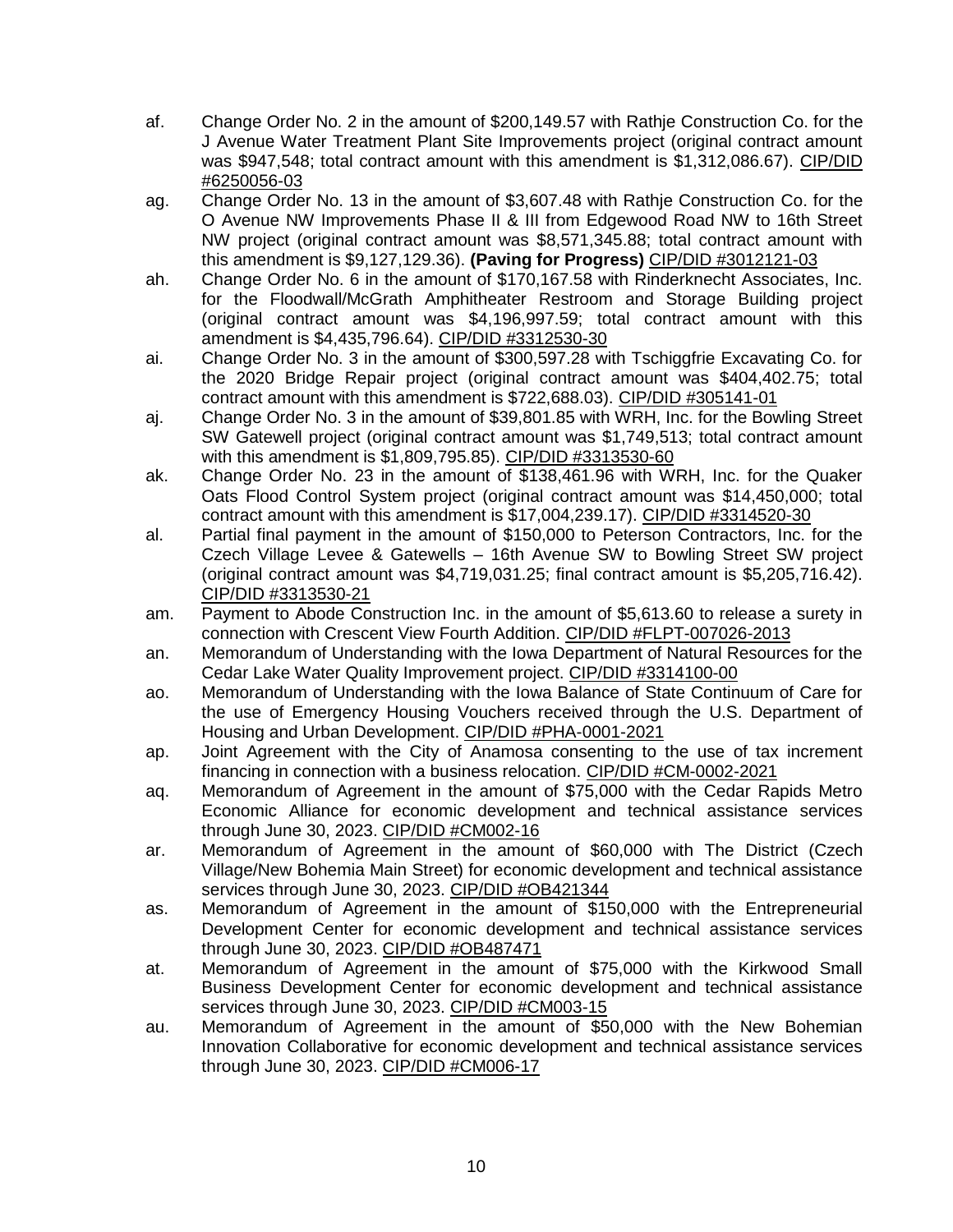af. Change Order No. 2 in the amount of $200,149.57 with Rathje Construction Co. for the J Avenue Water Treatment Plant Site Improvements project (original contract amount was $947,548; total contract amount with this amendment is $1,312,086.67). CIP/DID #6250056-03

ag. Change Order No. 13 in the amount of $3,607.48 with Rathje Construction Co. for the O Avenue NW Improvements Phase II & III from Edgewood Road NW to 16th Street NW project (original contract amount was $8,571,345.88; total contract amount with this amendment is $9,127,129.36). **(Paving for Progress)** CIP/DID #3012121-03

ah. Change Order No. 6 in the amount of $170,167.58 with Rinderknecht Associates, Inc. for the Floodwall/McGrath Amphitheater Restroom and Storage Building project (original contract amount was $4,196,997.59; total contract amount with this amendment is $4,435,796.64). CIP/DID #3312530-30

ai. Change Order No. 3 in the amount of $300,597.28 with Tschiggfrie Excavating Co. for the 2020 Bridge Repair project (original contract amount was $404,402.75; total contract amount with this amendment is $722,688.03). CIP/DID #305141-01

aj. Change Order No. 3 in the amount of $39,801.85 with WRH, Inc. for the Bowling Street SW Gatewell project (original contract amount was $1,749,513; total contract amount with this amendment is $1,809,795.85). CIP/DID #3313530-60

ak. Change Order No. 23 in the amount of $138,461.96 with WRH, Inc. for the Quaker Oats Flood Control System project (original contract amount was $14,450,000; total contract amount with this amendment is $17,004,239.17). CIP/DID #3314520-30

al. Partial final payment in the amount of $150,000 to Peterson Contractors, Inc. for the Czech Village Levee & Gatewells – 16th Avenue SW to Bowling Street SW project (original contract amount was $4,719,031.25; final contract amount is $5,205,716.42). CIP/DID #3313530-21

am. Payment to Abode Construction Inc. in the amount of $5,613.60 to release a surety in connection with Crescent View Fourth Addition. CIP/DID #FLPT-007026-2013

an. Memorandum of Understanding with the Iowa Department of Natural Resources for the Cedar Lake Water Quality Improvement project. CIP/DID #3314100-00

ao. Memorandum of Understanding with the Iowa Balance of State Continuum of Care for the use of Emergency Housing Vouchers received through the U.S. Department of Housing and Urban Development. CIP/DID #PHA-0001-2021

ap. Joint Agreement with the City of Anamosa consenting to the use of tax increment financing in connection with a business relocation. CIP/DID #CM-0002-2021

aq. Memorandum of Agreement in the amount of $75,000 with the Cedar Rapids Metro Economic Alliance for economic development and technical assistance services through June 30, 2023. CIP/DID #CM002-16

ar. Memorandum of Agreement in the amount of $60,000 with The District (Czech Village/New Bohemia Main Street) for economic development and technical assistance services through June 30, 2023. CIP/DID #OB421344

as. Memorandum of Agreement in the amount of $150,000 with the Entrepreneurial Development Center for economic development and technical assistance services through June 30, 2023. CIP/DID #OB487471

at. Memorandum of Agreement in the amount of $75,000 with the Kirkwood Small Business Development Center for economic development and technical assistance services through June 30, 2023. CIP/DID #CM003-15

au. Memorandum of Agreement in the amount of $50,000 with the New Bohemian Innovation Collaborative for economic development and technical assistance services through June 30, 2023. CIP/DID #CM006-17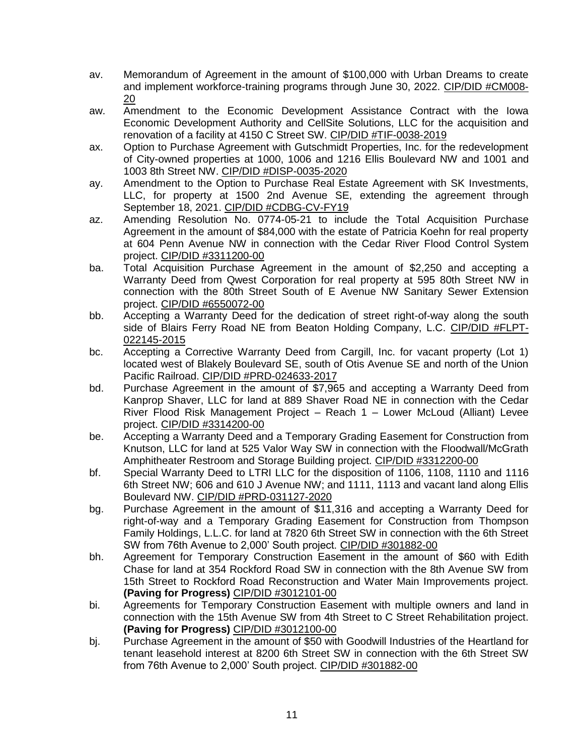av. Memorandum of Agreement in the amount of $100,000 with Urban Dreams to create and implement workforce-training programs through June 30, 2022. CIP/DID #CM008-20

aw. Amendment to the Economic Development Assistance Contract with the Iowa Economic Development Authority and CellSite Solutions, LLC for the acquisition and renovation of a facility at 4150 C Street SW. CIP/DID #TIF-0038-2019

ax. Option to Purchase Agreement with Gutschmidt Properties, Inc. for the redevelopment of City-owned properties at 1000, 1006 and 1216 Ellis Boulevard NW and 1001 and 1003 8th Street NW. CIP/DID #DISP-0035-2020

ay. Amendment to the Option to Purchase Real Estate Agreement with SK Investments, LLC, for property at 1500 2nd Avenue SE, extending the agreement through September 18, 2021. CIP/DID #CDBG-CV-FY19

az. Amending Resolution No. 0774-05-21 to include the Total Acquisition Purchase Agreement in the amount of $84,000 with the estate of Patricia Koehn for real property at 604 Penn Avenue NW in connection with the Cedar River Flood Control System project. CIP/DID #3311200-00

ba. Total Acquisition Purchase Agreement in the amount of $2,250 and accepting a Warranty Deed from Qwest Corporation for real property at 595 80th Street NW in connection with the 80th Street South of E Avenue NW Sanitary Sewer Extension project. CIP/DID #6550072-00

bb. Accepting a Warranty Deed for the dedication of street right-of-way along the south side of Blairs Ferry Road NE from Beaton Holding Company, L.C. CIP/DID #FLPT-022145-2015

bc. Accepting a Corrective Warranty Deed from Cargill, Inc. for vacant property (Lot 1) located west of Blakely Boulevard SE, south of Otis Avenue SE and north of the Union Pacific Railroad. CIP/DID #PRD-024633-2017

bd. Purchase Agreement in the amount of $7,965 and accepting a Warranty Deed from Kanprop Shaver, LLC for land at 889 Shaver Road NE in connection with the Cedar River Flood Risk Management Project – Reach 1 – Lower McLoud (Alliant) Levee project. CIP/DID #3314200-00

be. Accepting a Warranty Deed and a Temporary Grading Easement for Construction from Knutson, LLC for land at 525 Valor Way SW in connection with the Floodwall/McGrath Amphitheater Restroom and Storage Building project. CIP/DID #3312200-00

bf. Special Warranty Deed to LTRI LLC for the disposition of 1106, 1108, 1110 and 1116 6th Street NW; 606 and 610 J Avenue NW; and 1111, 1113 and vacant land along Ellis Boulevard NW. CIP/DID #PRD-031127-2020

bg. Purchase Agreement in the amount of $11,316 and accepting a Warranty Deed for right-of-way and a Temporary Grading Easement for Construction from Thompson Family Holdings, L.L.C. for land at 7820 6th Street SW in connection with the 6th Street SW from 76th Avenue to 2,000' South project. CIP/DID #301882-00

bh. Agreement for Temporary Construction Easement in the amount of $60 with Edith Chase for land at 354 Rockford Road SW in connection with the 8th Avenue SW from 15th Street to Rockford Road Reconstruction and Water Main Improvements project. **(Paving for Progress)** CIP/DID #3012101-00

bi. Agreements for Temporary Construction Easement with multiple owners and land in connection with the 15th Avenue SW from 4th Street to C Street Rehabilitation project. **(Paving for Progress)** CIP/DID #3012100-00

bj. Purchase Agreement in the amount of $50 with Goodwill Industries of the Heartland for tenant leasehold interest at 8200 6th Street SW in connection with the 6th Street SW from 76th Avenue to 2,000' South project. CIP/DID #301882-00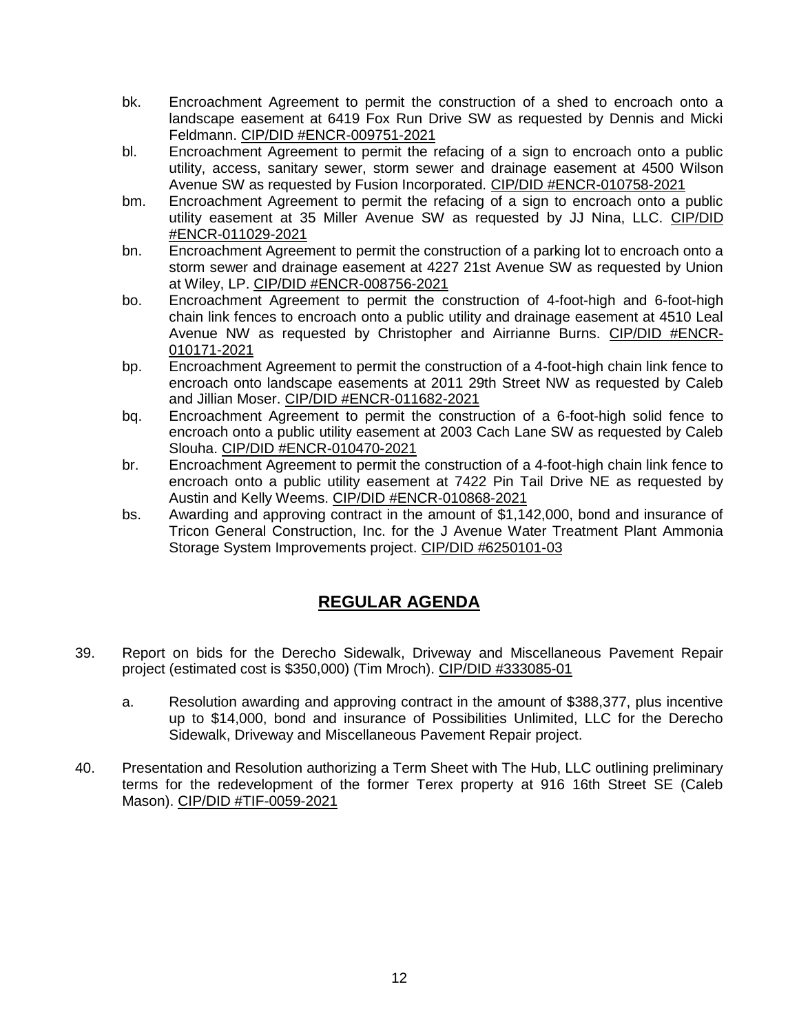bk. Encroachment Agreement to permit the construction of a shed to encroach onto a landscape easement at 6419 Fox Run Drive SW as requested by Dennis and Micki Feldmann. CIP/DID #ENCR-009751-2021

bl. Encroachment Agreement to permit the refacing of a sign to encroach onto a public utility, access, sanitary sewer, storm sewer and drainage easement at 4500 Wilson Avenue SW as requested by Fusion Incorporated. CIP/DID #ENCR-010758-2021

bm. Encroachment Agreement to permit the refacing of a sign to encroach onto a public utility easement at 35 Miller Avenue SW as requested by JJ Nina, LLC. CIP/DID #ENCR-011029-2021

bn. Encroachment Agreement to permit the construction of a parking lot to encroach onto a storm sewer and drainage easement at 4227 21st Avenue SW as requested by Union at Wiley, LP. CIP/DID #ENCR-008756-2021

bo. Encroachment Agreement to permit the construction of 4-foot-high and 6-foot-high chain link fences to encroach onto a public utility and drainage easement at 4510 Leal Avenue NW as requested by Christopher and Airrianne Burns. CIP/DID #ENCR-010171-2021

bp. Encroachment Agreement to permit the construction of a 4-foot-high chain link fence to encroach onto landscape easements at 2011 29th Street NW as requested by Caleb and Jillian Moser. CIP/DID #ENCR-011682-2021

bq. Encroachment Agreement to permit the construction of a 6-foot-high solid fence to encroach onto a public utility easement at 2003 Cach Lane SW as requested by Caleb Slouha. CIP/DID #ENCR-010470-2021

br. Encroachment Agreement to permit the construction of a 4-foot-high chain link fence to encroach onto a public utility easement at 7422 Pin Tail Drive NE as requested by Austin and Kelly Weems. CIP/DID #ENCR-010868-2021

bs. Awarding and approving contract in the amount of $1,142,000, bond and insurance of Tricon General Construction, Inc. for the J Avenue Water Treatment Plant Ammonia Storage System Improvements project. CIP/DID #6250101-03

## REGULAR AGENDA

39. Report on bids for the Derecho Sidewalk, Driveway and Miscellaneous Pavement Repair project (estimated cost is $350,000) (Tim Mroch). CIP/DID #333085-01

    a. Resolution awarding and approving contract in the amount of $388,377, plus incentive up to $14,000, bond and insurance of Possibilities Unlimited, LLC for the Derecho Sidewalk, Driveway and Miscellaneous Pavement Repair project.

40. Presentation and Resolution authorizing a Term Sheet with The Hub, LLC outlining preliminary terms for the redevelopment of the former Terex property at 916 16th Street SE (Caleb Mason). CIP/DID #TIF-0059-2021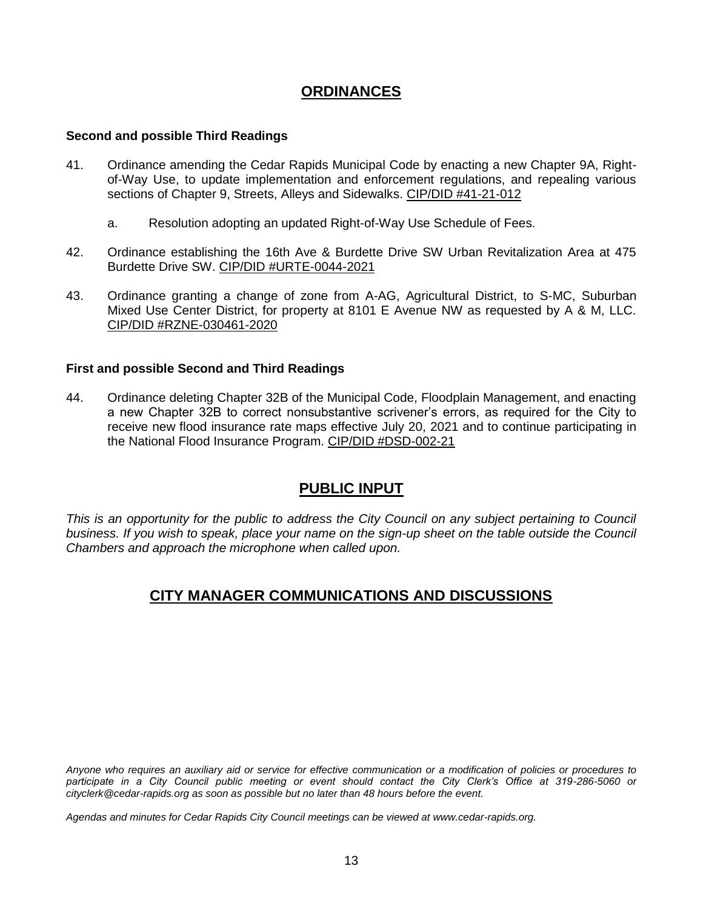## ORDINANCES

**Second and possible Third Readings**

41. Ordinance amending the Cedar Rapids Municipal Code by enacting a new Chapter 9A, Right-of-Way Use, to update implementation and enforcement regulations, and repealing various sections of Chapter 9, Streets, Alleys and Sidewalks. CIP/DID #41-21-012

    a. Resolution adopting an updated Right-of-Way Use Schedule of Fees.

42. Ordinance establishing the 16th Ave & Burdette Drive SW Urban Revitalization Area at 475 Burdette Drive SW. CIP/DID #URTE-0044-2021

43. Ordinance granting a change of zone from A-AG, Agricultural District, to S-MC, Suburban Mixed Use Center District, for property at 8101 E Avenue NW as requested by A & M, LLC. CIP/DID #RZNE-030461-2020

**First and possible Second and Third Readings**

44. Ordinance deleting Chapter 32B of the Municipal Code, Floodplain Management, and enacting a new Chapter 32B to correct nonsubstantive scrivener's errors, as required for the City to receive new flood insurance rate maps effective July 20, 2021 and to continue participating in the National Flood Insurance Program. CIP/DID #DSD-002-21

## PUBLIC INPUT

*This is an opportunity for the public to address the City Council on any subject pertaining to Council business. If you wish to speak, place your name on the sign-up sheet on the table outside the Council Chambers and approach the microphone when called upon.*

## CITY MANAGER COMMUNICATIONS AND DISCUSSIONS

*Anyone who requires an auxiliary aid or service for effective communication or a modification of policies or procedures to participate in a City Council public meeting or event should contact the City Clerk's Office at 319-286-5060 or cityclerk@cedar-rapids.org as soon as possible but no later than 48 hours before the event.*

*Agendas and minutes for Cedar Rapids City Council meetings can be viewed at www.cedar-rapids.org.*